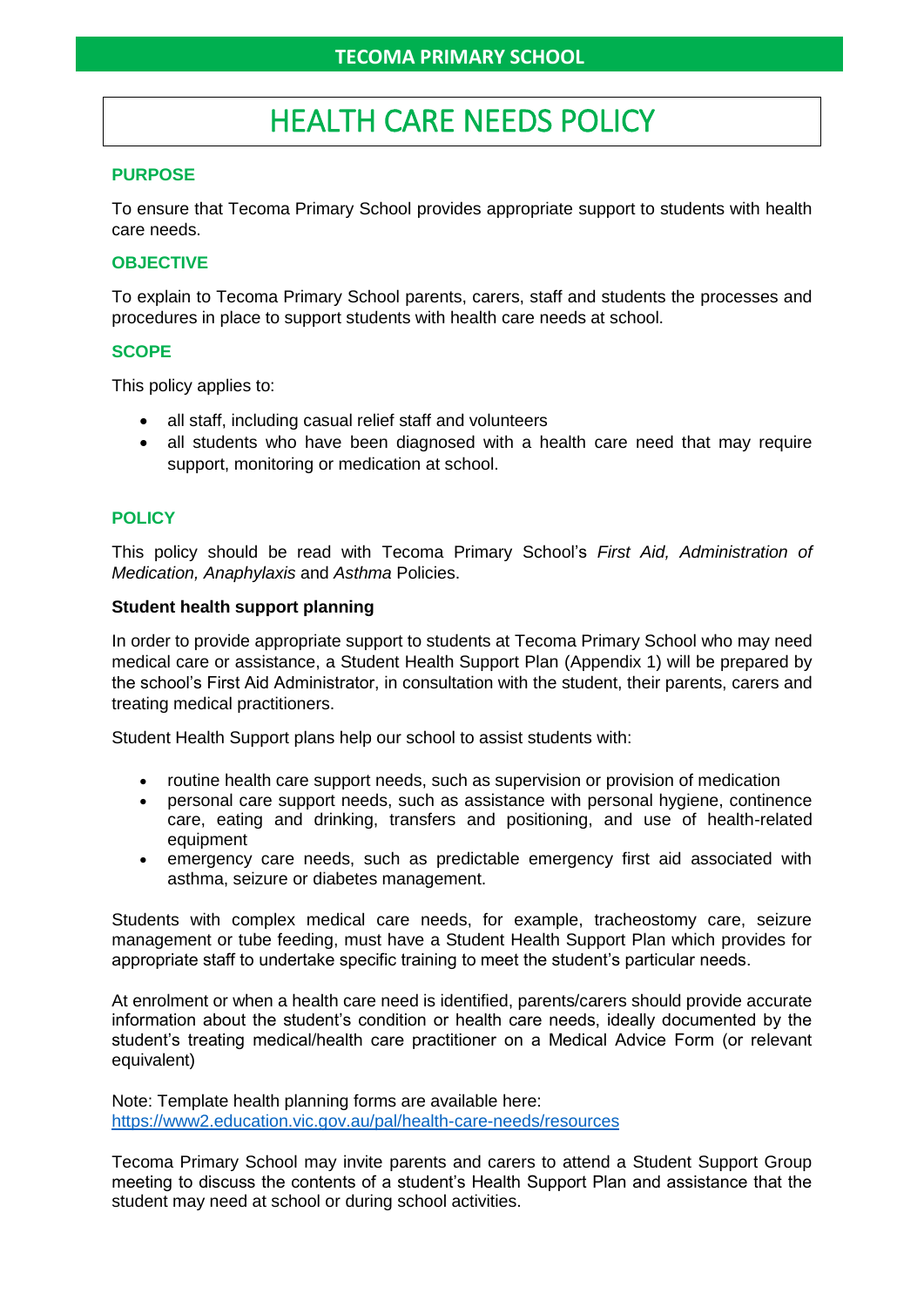# TECOMA PRIMARY SCHOOL

# HEALTH CARE NEEDS POLICY

## PURPOSE

To ensure that Tecoma Primary School provides appropriate support to students with health care needs.

## OBJECTIVE

To explain to Tecoma Primary School parents, carers, staff and students the processes and procedures in place to support students with health care needs at school.

## SCOPE

This policy applies to:

- all staff, including casual relief staff and volunteers
- all students who have been diagnosed with a health care need that may require support, monitoring or medication at school.

## POLICY

This policy should be read with Tecoma Primary School's *First Aid, Administration of Medication, Anaphylaxis* and *Asthma* Policies.

### Student health support planning

In order to provide appropriate support to students at Tecoma Primary School who may need medical care or assistance, a Student Health Support Plan (Appendix 1) will be prepared by the school's First Aid Administrator, in consultation with the student, their parents, carers and treating medical practitioners.

Student Health Support plans help our school to assist students with:

- routine health care support needs, such as supervision or provision of medication
- personal care support needs, such as assistance with personal hygiene, continence care, eating and drinking, transfers and positioning, and use of health-related equipment
- emergency care needs, such as predictable emergency first aid associated with asthma, seizure or diabetes management.

Students with complex medical care needs, for example, tracheostomy care, seizure management or tube feeding, must have a Student Health Support Plan which provides for appropriate staff to undertake specific training to meet the student's particular needs.

At enrolment or when a health care need is identified, parents/carers should provide accurate information about the student's condition or health care needs, ideally documented by the student's treating medical/health care practitioner on a Medical Advice Form (or relevant equivalent)

Note: Template health planning forms are available here:
https://www2.education.vic.gov.au/pal/health-care-needs/resources

Tecoma Primary School may invite parents and carers to attend a Student Support Group meeting to discuss the contents of a student's Health Support Plan and assistance that the student may need at school or during school activities.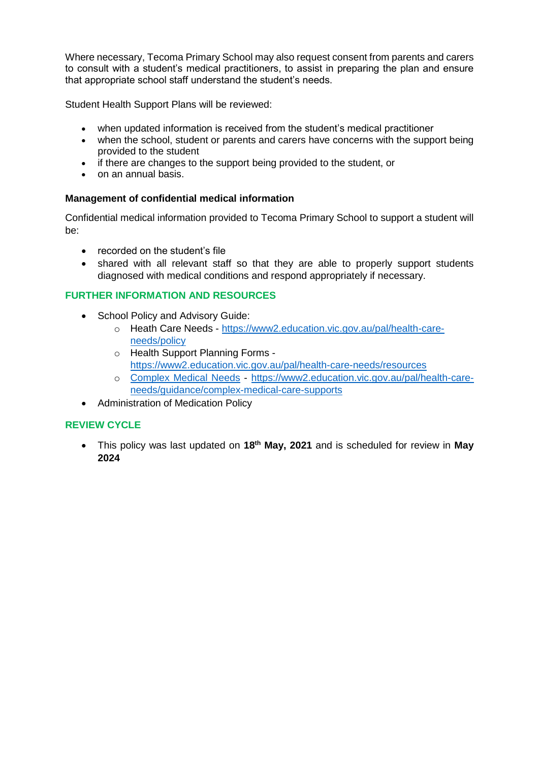Where necessary, Tecoma Primary School may also request consent from parents and carers to consult with a student's medical practitioners, to assist in preparing the plan and ensure that appropriate school staff understand the student's needs.

Student Health Support Plans will be reviewed:

- when updated information is received from the student's medical practitioner
- when the school, student or parents and carers have concerns with the support being provided to the student
- if there are changes to the support being provided to the student, or
- on an annual basis.

**Management of confidential medical information**

Confidential medical information provided to Tecoma Primary School to support a student will be:

- recorded on the student's file
- shared with all relevant staff so that they are able to properly support students diagnosed with medical conditions and respond appropriately if necessary.

## FURTHER INFORMATION AND RESOURCES

- School Policy and Advisory Guide:
  - Heath Care Needs - [https://www2.education.vic.gov.au/pal/health-care-needs/policy](https://www2.education.vic.gov.au/pal/health-care-needs/policy)
  - Health Support Planning Forms - [https://www2.education.vic.gov.au/pal/health-care-needs/resources](https://www2.education.vic.gov.au/pal/health-care-needs/resources)
  - [Complex Medical Needs](https://www2.education.vic.gov.au/pal/health-care-needs/guidance/complex-medical-care-supports) - [https://www2.education.vic.gov.au/pal/health-care-needs/guidance/complex-medical-care-supports](https://www2.education.vic.gov.au/pal/health-care-needs/guidance/complex-medical-care-supports)
- Administration of Medication Policy

## REVIEW CYCLE

- This policy was last updated on **18th May, 2021** and is scheduled for review in **May 2024**